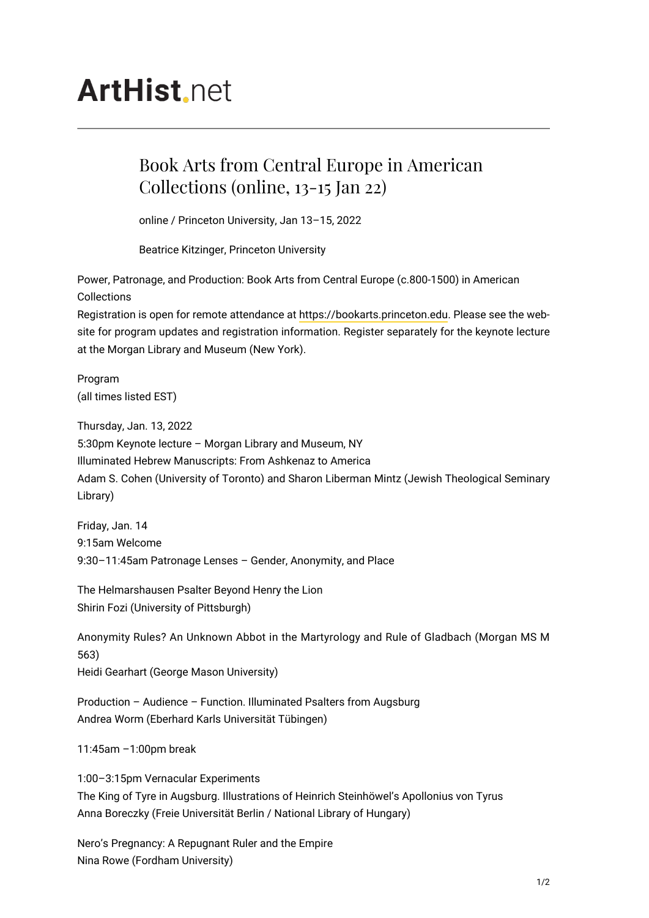# ArtHist.net

## Book Arts from Central Europe in American Collections (online, 13-15 Jan 22)

online / Princeton University, Jan 13–15, 2022

Beatrice Kitzinger, Princeton University

Power, Patronage, and Production: Book Arts from Central Europe (c.800-1500) in American Collections
Registration is open for remote attendance at https://bookarts.princeton.edu. Please see the website for program updates and registration information. Register separately for the keynote lecture at the Morgan Library and Museum (New York).

Program
(all times listed EST)

Thursday, Jan. 13, 2022
5:30pm Keynote lecture – Morgan Library and Museum, NY
Illuminated Hebrew Manuscripts: From Ashkenaz to America
Adam S. Cohen (University of Toronto) and Sharon Liberman Mintz (Jewish Theological Seminary Library)

Friday, Jan. 14
9:15am Welcome
9:30–11:45am Patronage Lenses – Gender, Anonymity, and Place

The Helmarshausen Psalter Beyond Henry the Lion
Shirin Fozi (University of Pittsburgh)

Anonymity Rules? An Unknown Abbot in the Martyrology and Rule of Gladbach (Morgan MS M 563)
Heidi Gearhart (George Mason University)

Production – Audience – Function. Illuminated Psalters from Augsburg
Andrea Worm (Eberhard Karls Universität Tübingen)

11:45am –1:00pm break

1:00–3:15pm Vernacular Experiments
The King of Tyre in Augsburg. Illustrations of Heinrich Steinhöwel's Apollonius von Tyrus
Anna Boreczky (Freie Universität Berlin / National Library of Hungary)

Nero's Pregnancy: A Repugnant Ruler and the Empire
Nina Rowe (Fordham University)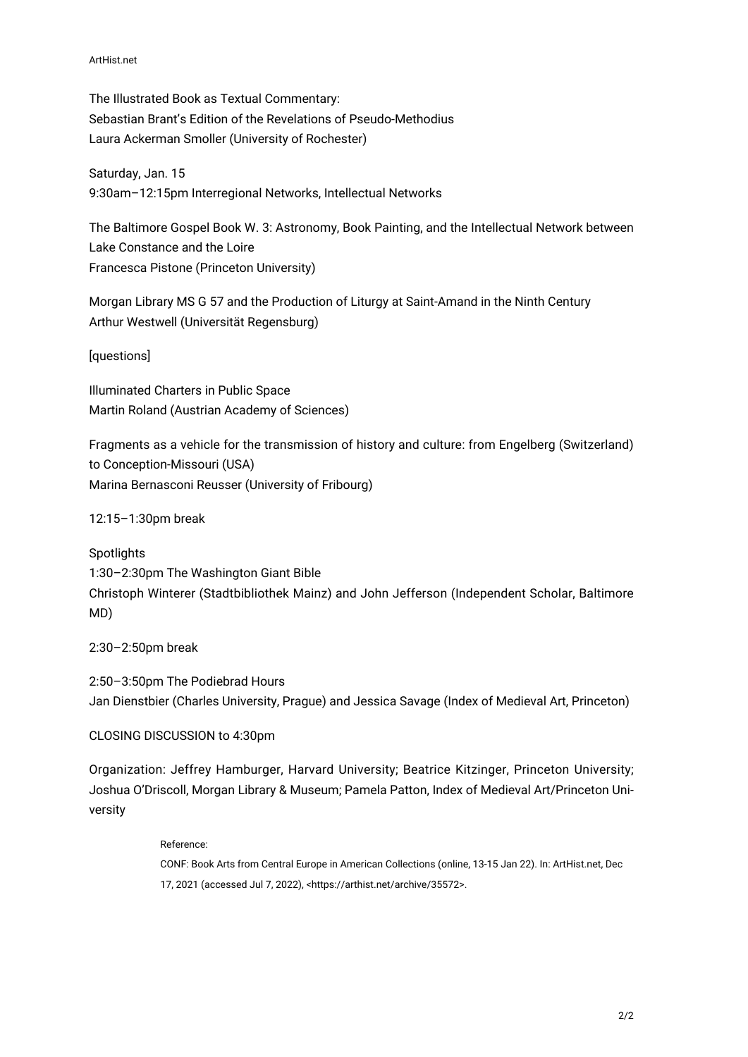The Illustrated Book as Textual Commentary:
Sebastian Brant's Edition of the Revelations of Pseudo-Methodius
Laura Ackerman Smoller (University of Rochester)

Saturday, Jan. 15
9:30am–12:15pm Interregional Networks, Intellectual Networks

The Baltimore Gospel Book W. 3: Astronomy, Book Painting, and the Intellectual Network between Lake Constance and the Loire
Francesca Pistone (Princeton University)

Morgan Library MS G 57 and the Production of Liturgy at Saint-Amand in the Ninth Century
Arthur Westwell (Universität Regensburg)

[questions]

Illuminated Charters in Public Space
Martin Roland (Austrian Academy of Sciences)

Fragments as a vehicle for the transmission of history and culture: from Engelberg (Switzerland) to Conception-Missouri (USA)
Marina Bernasconi Reusser (University of Fribourg)

12:15–1:30pm break

Spotlights
1:30–2:30pm The Washington Giant Bible
Christoph Winterer (Stadtbibliothek Mainz) and John Jefferson (Independent Scholar, Baltimore MD)

2:30–2:50pm break

2:50–3:50pm The Podiebrad Hours
Jan Dienstbier (Charles University, Prague) and Jessica Savage (Index of Medieval Art, Princeton)

CLOSING DISCUSSION to 4:30pm

Organization: Jeffrey Hamburger, Harvard University; Beatrice Kitzinger, Princeton University; Joshua O'Driscoll, Morgan Library & Museum; Pamela Patton, Index of Medieval Art/Princeton University

Reference:
CONF: Book Arts from Central Europe in American Collections (online, 13-15 Jan 22). In: ArtHist.net, Dec 17, 2021 (accessed Jul 7, 2022), <https://arthist.net/archive/35572>.